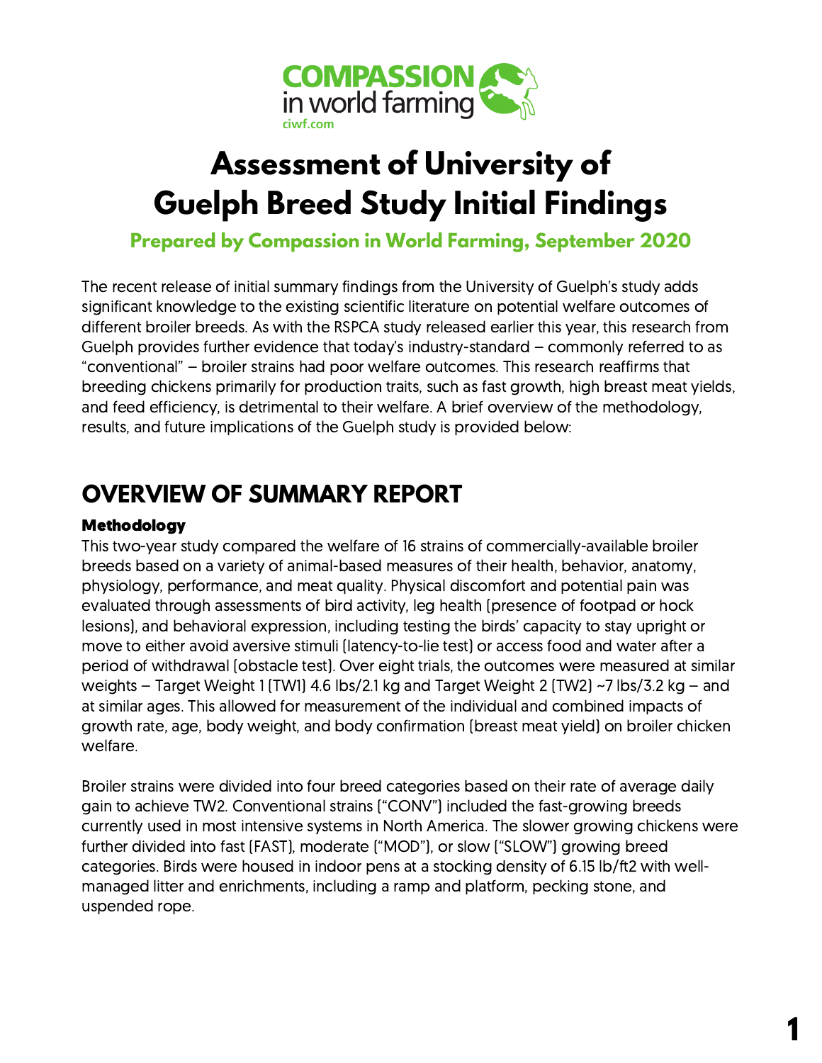COMPASSION in world farming
ciwf.com

# Assessment of University of Guelph Breed Study Initial Findings

**Prepared by Compassion in World Farming, September 2020**

The recent release of initial summary findings from the University of Guelph's study adds significant knowledge to the existing scientific literature on potential welfare outcomes of different broiler breeds. As with the RSPCA study released earlier this year, this research from Guelph provides further evidence that today's industry-standard – commonly referred to as "conventional" – broiler strains had poor welfare outcomes. This research reaffirms that breeding chickens primarily for production traits, such as fast growth, high breast meat yields, and feed efficiency, is detrimental to their welfare. A brief overview of the methodology, results, and future implications of the Guelph study is provided below:

## OVERVIEW OF SUMMARY REPORT

### Methodology

This two-year study compared the welfare of 16 strains of commercially-available broiler breeds based on a variety of animal-based measures of their health, behavior, anatomy, physiology, performance, and meat quality. Physical discomfort and potential pain was evaluated through assessments of bird activity, leg health (presence of footpad or hock lesions), and behavioral expression, including testing the birds' capacity to stay upright or move to either avoid aversive stimuli (latency-to-lie test) or access food and water after a period of withdrawal (obstacle test). Over eight trials, the outcomes were measured at similar weights – Target Weight 1 (TW1) 4.6 lbs/2.1 kg and Target Weight 2 (TW2) ~7 lbs/3.2 kg – and at similar ages. This allowed for measurement of the individual and combined impacts of growth rate, age, body weight, and body confirmation (breast meat yield) on broiler chicken welfare.

Broiler strains were divided into four breed categories based on their rate of average daily gain to achieve TW2. Conventional strains ("CONV") included the fast-growing breeds currently used in most intensive systems in North America. The slower growing chickens were further divided into fast (FAST), moderate ("MOD"), or slow ("SLOW") growing breed categories. Birds were housed in indoor pens at a stocking density of 6.15 lb/ft2 with well-managed litter and enrichments, including a ramp and platform, pecking stone, and uspended rope.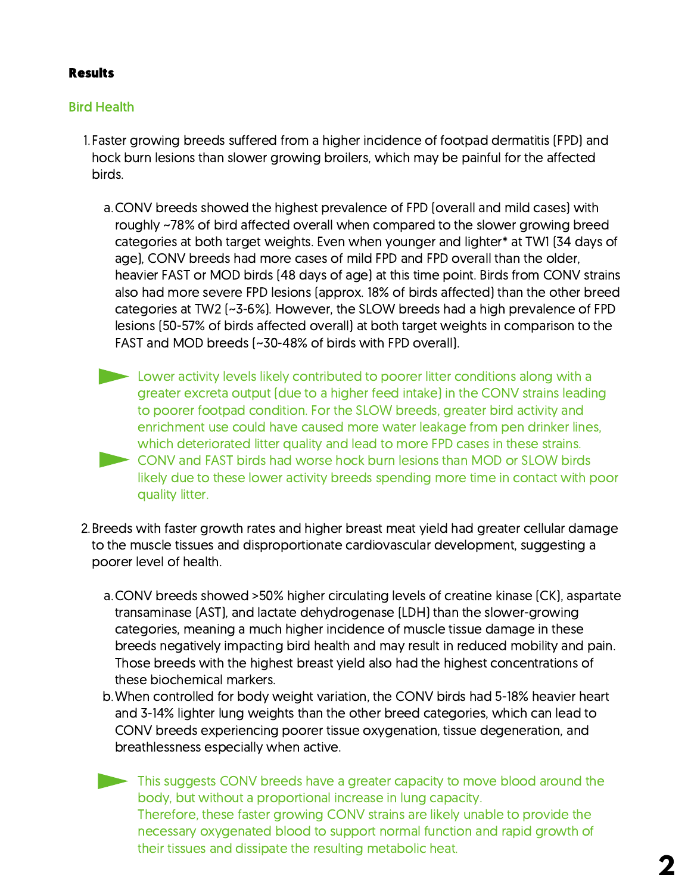**Results**

## Bird Health

1. Faster growing breeds suffered from a higher incidence of footpad dermatitis (FPD) and hock burn lesions than slower growing broilers, which may be painful for the affected birds.

   a. CONV breeds showed the highest prevalence of FPD (overall and mild cases) with roughly ~78% of bird affected overall when compared to the slower growing breed categories at both target weights. Even when younger and lighter* at TW1 (34 days of age), CONV breeds had more cases of mild FPD and FPD overall than the older, heavier FAST or MOD birds (48 days of age) at this time point. Birds from CONV strains also had more severe FPD lesions (approx. 18% of birds affected) than the other breed categories at TW2 (~3-6%). However, the SLOW breeds had a high prevalence of FPD lesions (50-57% of birds affected overall) at both target weights in comparison to the FAST and MOD breeds (~30-48% of birds with FPD overall).

   - Lower activity levels likely contributed to poorer litter conditions along with a greater excreta output (due to a higher feed intake) in the CONV strains leading to poorer footpad condition. For the SLOW breeds, greater bird activity and enrichment use could have caused more water leakage from pen drinker lines, which deteriorated litter quality and lead to more FPD cases in these strains.
   - CONV and FAST birds had worse hock burn lesions than MOD or SLOW birds likely due to these lower activity breeds spending more time in contact with poor quality litter.

2. Breeds with faster growth rates and higher breast meat yield had greater cellular damage to the muscle tissues and disproportionate cardiovascular development, suggesting a poorer level of health.

   a. CONV breeds showed >50% higher circulating levels of creatine kinase (CK), aspartate transaminase (AST), and lactate dehydrogenase (LDH) than the slower-growing categories, meaning a much higher incidence of muscle tissue damage in these breeds negatively impacting bird health and may result in reduced mobility and pain. Those breeds with the highest breast yield also had the highest concentrations of these biochemical markers.

   b. When controlled for body weight variation, the CONV birds had 5-18% heavier heart and 3-14% lighter lung weights than the other breed categories, which can lead to CONV breeds experiencing poorer tissue oxygenation, tissue degeneration, and breathlessness especially when active.

   - This suggests CONV breeds have a greater capacity to move blood around the body, but without a proportional increase in lung capacity. Therefore, these faster growing CONV strains are likely unable to provide the necessary oxygenated blood to support normal function and rapid growth of their tissues and dissipate the resulting metabolic heat.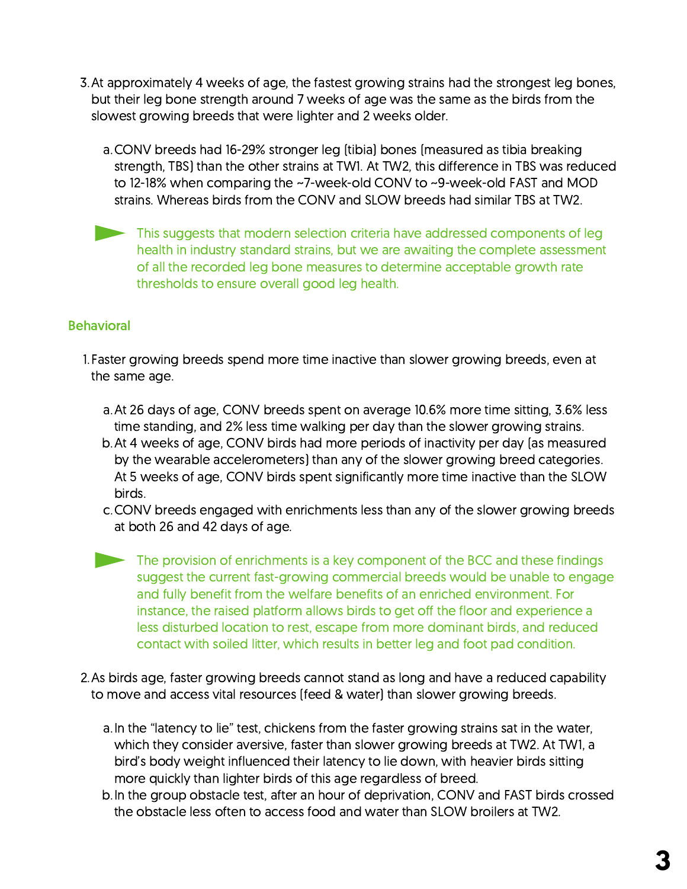3. At approximately 4 weeks of age, the fastest growing strains had the strongest leg bones, but their leg bone strength around 7 weeks of age was the same as the birds from the slowest growing breeds that were lighter and 2 weeks older.

   a. CONV breeds had 16-29% stronger leg (tibia) bones (measured as tibia breaking strength, TBS) than the other strains at TW1. At TW2, this difference in TBS was reduced to 12-18% when comparing the ~7-week-old CONV to ~9-week-old FAST and MOD strains. Whereas birds from the CONV and SLOW breeds had similar TBS at TW2.

   > This suggests that modern selection criteria have addressed components of leg health in industry standard strains, but we are awaiting the complete assessment of all the recorded leg bone measures to determine acceptable growth rate thresholds to ensure overall good leg health.

## Behavioral

1. Faster growing breeds spend more time inactive than slower growing breeds, even at the same age.

   a. At 26 days of age, CONV breeds spent on average 10.6% more time sitting, 3.6% less time standing, and 2% less time walking per day than the slower growing strains.

   b. At 4 weeks of age, CONV birds had more periods of inactivity per day (as measured by the wearable accelerometers) than any of the slower growing breed categories. At 5 weeks of age, CONV birds spent significantly more time inactive than the SLOW birds.

   c. CONV breeds engaged with enrichments less than any of the slower growing breeds at both 26 and 42 days of age.

   > The provision of enrichments is a key component of the BCC and these findings suggest the current fast-growing commercial breeds would be unable to engage and fully benefit from the welfare benefits of an enriched environment. For instance, the raised platform allows birds to get off the floor and experience a less disturbed location to rest, escape from more dominant birds, and reduced contact with soiled litter, which results in better leg and foot pad condition.

2. As birds age, faster growing breeds cannot stand as long and have a reduced capability to move and access vital resources (feed & water) than slower growing breeds.

   a. In the "latency to lie" test, chickens from the faster growing strains sat in the water, which they consider aversive, faster than slower growing breeds at TW2. At TW1, a bird's body weight influenced their latency to lie down, with heavier birds sitting more quickly than lighter birds of this age regardless of breed.

   b. In the group obstacle test, after an hour of deprivation, CONV and FAST birds crossed the obstacle less often to access food and water than SLOW broilers at TW2.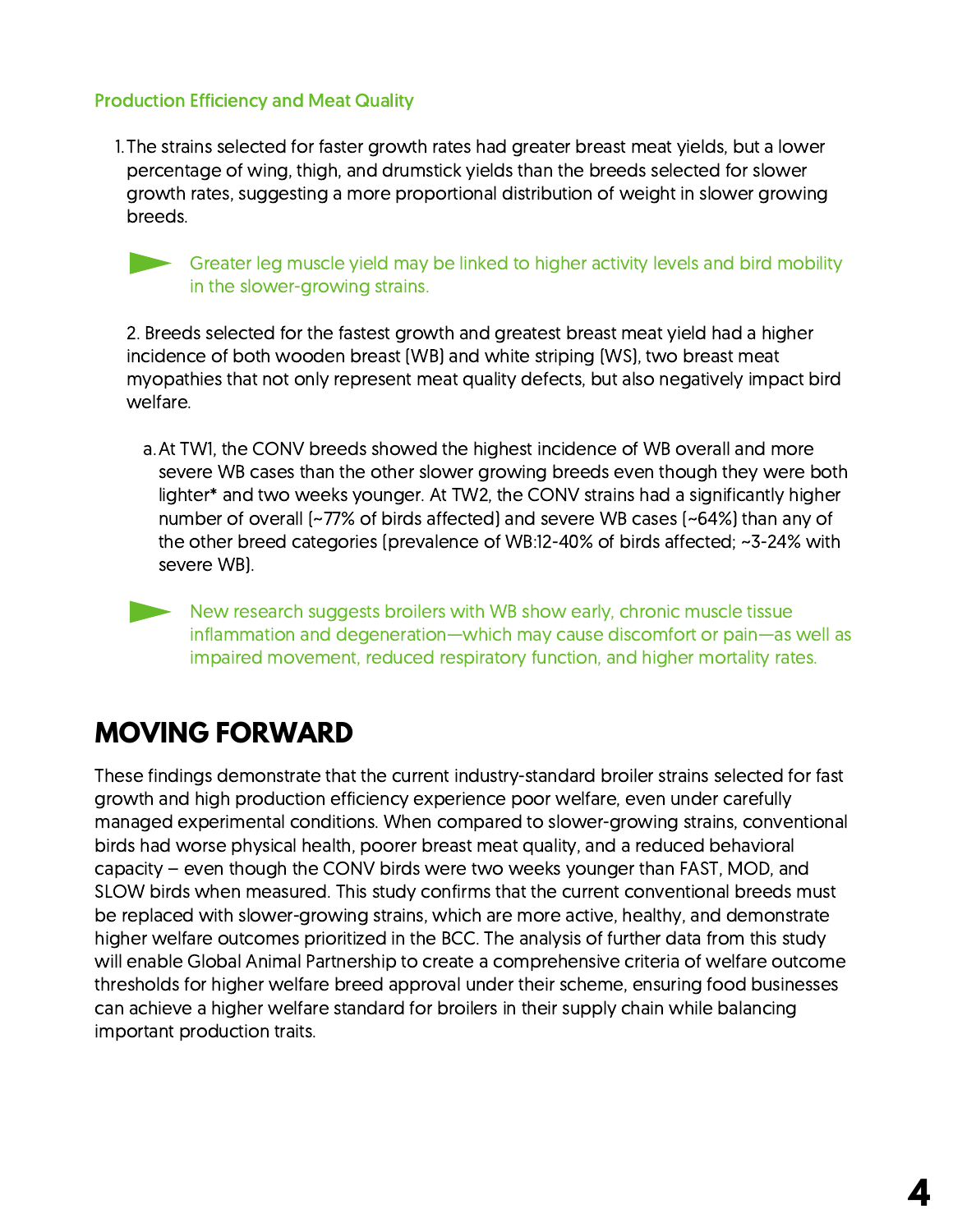### Production Efficiency and Meat Quality

1. The strains selected for faster growth rates had greater breast meat yields, but a lower percentage of wing, thigh, and drumstick yields than the breeds selected for slower growth rates, suggesting a more proportional distribution of weight in slower growing breeds.

> Greater leg muscle yield may be linked to higher activity levels and bird mobility in the slower-growing strains.

2. Breeds selected for the fastest growth and greatest breast meat yield had a higher incidence of both wooden breast (WB) and white striping (WS), two breast meat myopathies that not only represent meat quality defects, but also negatively impact bird welfare.

   a. At TW1, the CONV breeds showed the highest incidence of WB overall and more severe WB cases than the other slower growing breeds even though they were both lighter* and two weeks younger. At TW2, the CONV strains had a significantly higher number of overall (~77% of birds affected) and severe WB cases (~64%) than any of the other breed categories (prevalence of WB:12-40% of birds affected; ~3-24% with severe WB).

> New research suggests broilers with WB show early, chronic muscle tissue inflammation and degeneration—which may cause discomfort or pain—as well as impaired movement, reduced respiratory function, and higher mortality rates.

## MOVING FORWARD

These findings demonstrate that the current industry-standard broiler strains selected for fast growth and high production efficiency experience poor welfare, even under carefully managed experimental conditions. When compared to slower-growing strains, conventional birds had worse physical health, poorer breast meat quality, and a reduced behavioral capacity – even though the CONV birds were two weeks younger than FAST, MOD, and SLOW birds when measured. This study confirms that the current conventional breeds must be replaced with slower-growing strains, which are more active, healthy, and demonstrate higher welfare outcomes prioritized in the BCC. The analysis of further data from this study will enable Global Animal Partnership to create a comprehensive criteria of welfare outcome thresholds for higher welfare breed approval under their scheme, ensuring food businesses can achieve a higher welfare standard for broilers in their supply chain while balancing important production traits.